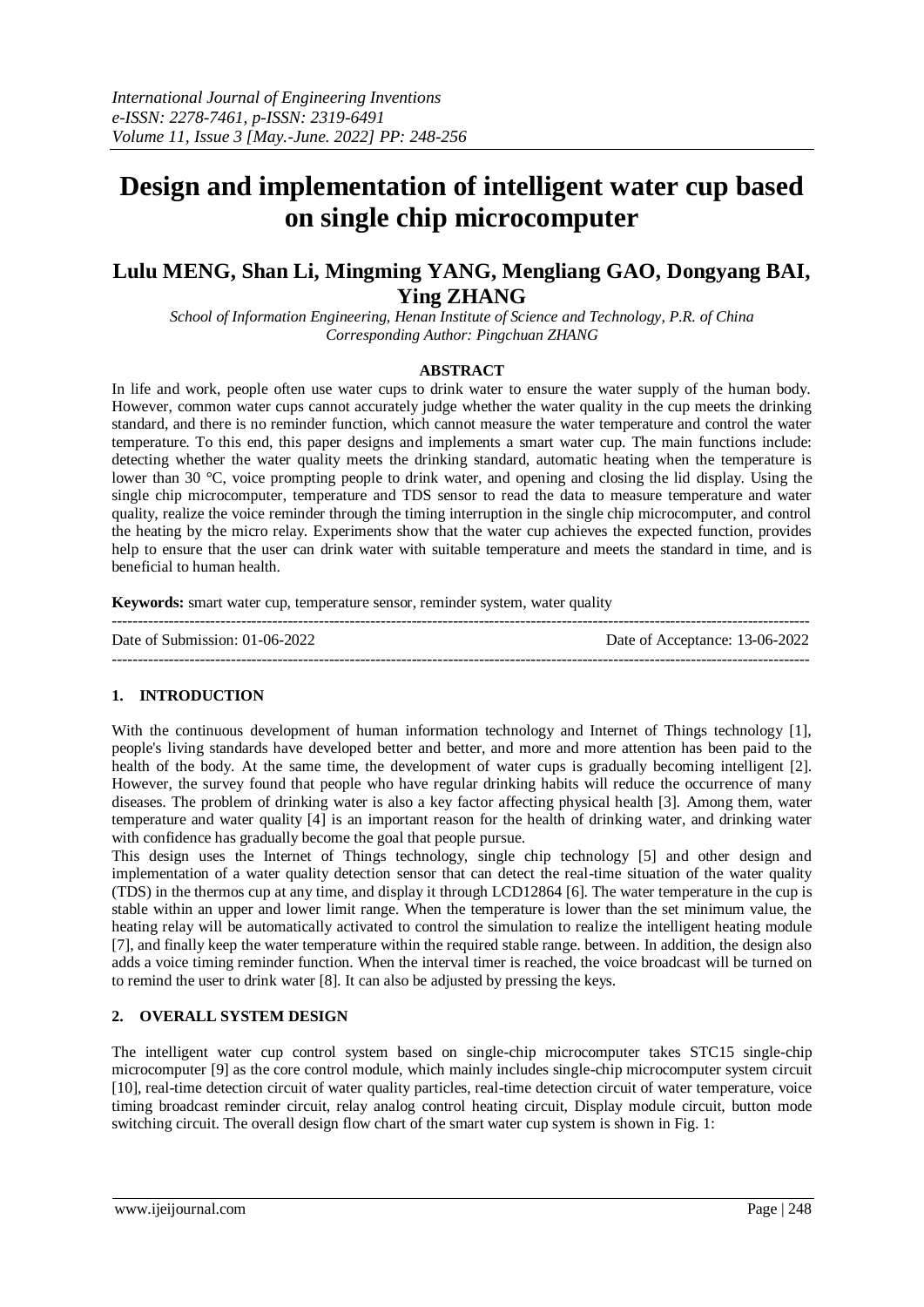# Design and implementation of intelligent water cup based on single chip microcomputer

## Lulu MENG, Shan Li, Mingming YANG, Mengliang GAO, Dongyang BAI, Ying ZHANG

*School of Information Engineering, Henan Institute of Science and Technology, P.R. of China*
*Corresponding Author: Pingchuan ZHANG*

### ABSTRACT

In life and work, people often use water cups to drink water to ensure the water supply of the human body. However, common water cups cannot accurately judge whether the water quality in the cup meets the drinking standard, and there is no reminder function, which cannot measure the water temperature and control the water temperature. To this end, this paper designs and implements a smart water cup. The main functions include: detecting whether the water quality meets the drinking standard, automatic heating when the temperature is lower than 30 °C, voice prompting people to drink water, and opening and closing the lid display. Using the single chip microcomputer, temperature and TDS sensor to read the data to measure temperature and water quality, realize the voice reminder through the timing interruption in the single chip microcomputer, and control the heating by the micro relay. Experiments show that the water cup achieves the expected function, provides help to ensure that the user can drink water with suitable temperature and meets the standard in time, and is beneficial to human health.

**Keywords:** smart water cup, temperature sensor, reminder system, water quality

---

Date of Submission: 01-06-2022 Date of Acceptance: 13-06-2022

---

## 1. INTRODUCTION

With the continuous development of human information technology and Internet of Things technology [1], people's living standards have developed better and better, and more and more attention has been paid to the health of the body. At the same time, the development of water cups is gradually becoming intelligent [2]. However, the survey found that people who have regular drinking habits will reduce the occurrence of many diseases. The problem of drinking water is also a key factor affecting physical health [3]. Among them, water temperature and water quality [4] is an important reason for the health of drinking water, and drinking water with confidence has gradually become the goal that people pursue.

This design uses the Internet of Things technology, single chip technology [5] and other design and implementation of a water quality detection sensor that can detect the real-time situation of the water quality (TDS) in the thermos cup at any time, and display it through LCD12864 [6]. The water temperature in the cup is stable within an upper and lower limit range. When the temperature is lower than the set minimum value, the heating relay will be automatically activated to control the simulation to realize the intelligent heating module [7], and finally keep the water temperature within the required stable range. between. In addition, the design also adds a voice timing reminder function. When the interval timer is reached, the voice broadcast will be turned on to remind the user to drink water [8]. It can also be adjusted by pressing the keys.

## 2. OVERALL SYSTEM DESIGN

The intelligent water cup control system based on single-chip microcomputer takes STC15 single-chip microcomputer [9] as the core control module, which mainly includes single-chip microcomputer system circuit [10], real-time detection circuit of water quality particles, real-time detection circuit of water temperature, voice timing broadcast reminder circuit, relay analog control heating circuit, Display module circuit, button mode switching circuit. The overall design flow chart of the smart water cup system is shown in Fig. 1: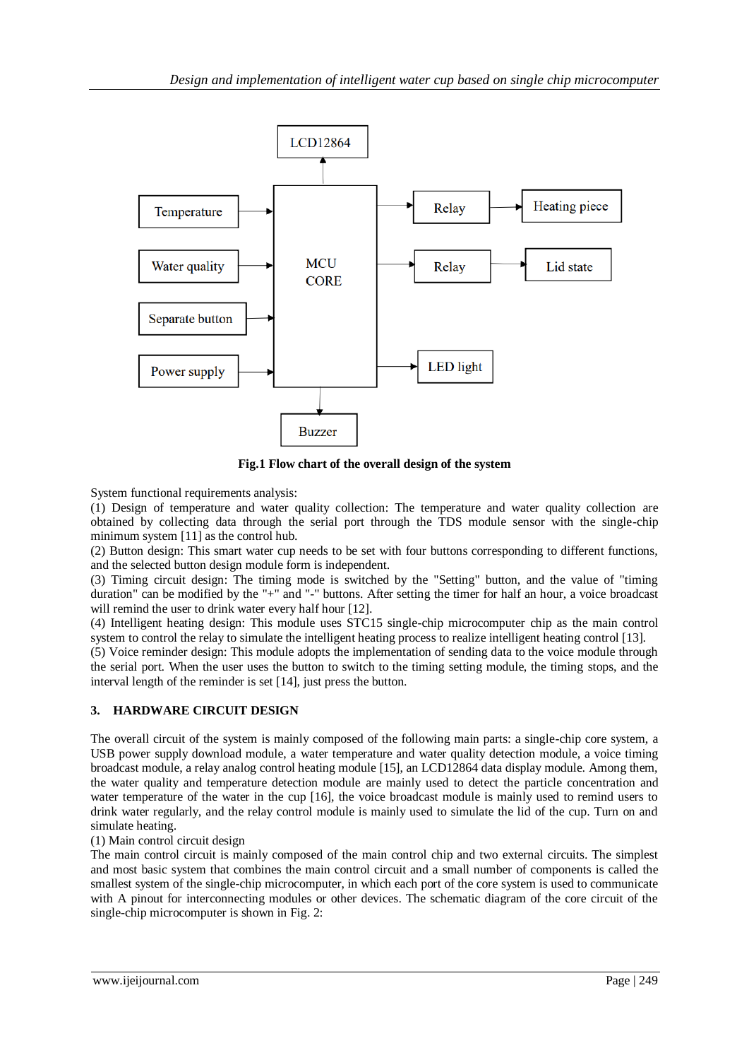**Fig.1 Flow chart of the overall design of the system**

System functional requirements analysis:

(1) Design of temperature and water quality collection: The temperature and water quality collection are obtained by collecting data through the serial port through the TDS module sensor with the single-chip minimum system [11] as the control hub.

(2) Button design: This smart water cup needs to be set with four buttons corresponding to different functions, and the selected button design module form is independent.

(3) Timing circuit design: The timing mode is switched by the "Setting" button, and the value of "timing duration" can be modified by the "+" and "-" buttons. After setting the timer for half an hour, a voice broadcast will remind the user to drink water every half hour [12].

(4) Intelligent heating design: This module uses STC15 single-chip microcomputer chip as the main control system to control the relay to simulate the intelligent heating process to realize intelligent heating control [13].

(5) Voice reminder design: This module adopts the implementation of sending data to the voice module through the serial port. When the user uses the button to switch to the timing setting module, the timing stops, and the interval length of the reminder is set [14], just press the button.

## 3. HARDWARE CIRCUIT DESIGN

The overall circuit of the system is mainly composed of the following main parts: a single-chip core system, a USB power supply download module, a water temperature and water quality detection module, a voice timing broadcast module, a relay analog control heating module [15], an LCD12864 data display module. Among them, the water quality and temperature detection module are mainly used to detect the particle concentration and water temperature of the water in the cup [16], the voice broadcast module is mainly used to remind users to drink water regularly, and the relay control module is mainly used to simulate the lid of the cup. Turn on and simulate heating.

(1) Main control circuit design

The main control circuit is mainly composed of the main control chip and two external circuits. The simplest and most basic system that combines the main control circuit and a small number of components is called the smallest system of the single-chip microcomputer, in which each port of the core system is used to communicate with A pinout for interconnecting modules or other devices. The schematic diagram of the core circuit of the single-chip microcomputer is shown in Fig. 2: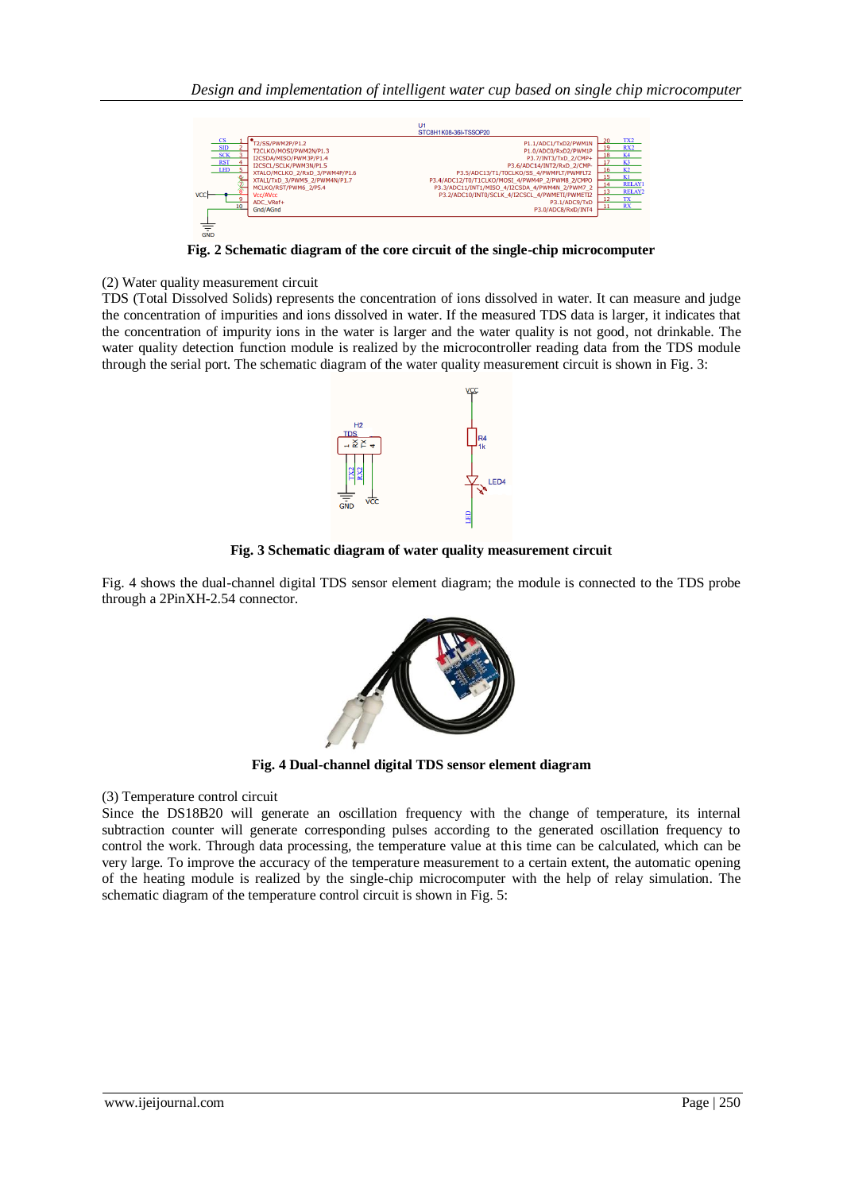**Fig. 2 Schematic diagram of the core circuit of the single-chip microcomputer**

(2) Water quality measurement circuit

TDS (Total Dissolved Solids) represents the concentration of ions dissolved in water. It can measure and judge the concentration of impurities and ions dissolved in water. If the measured TDS data is larger, it indicates that the concentration of impurity ions in the water is larger and the water quality is not good, not drinkable. The water quality detection function module is realized by the microcontroller reading data from the TDS module through the serial port. The schematic diagram of the water quality measurement circuit is shown in Fig. 3:

**Fig. 3 Schematic diagram of water quality measurement circuit**

Fig. 4 shows the dual-channel digital TDS sensor element diagram; the module is connected to the TDS probe through a 2PinXH-2.54 connector.

**Fig. 4 Dual-channel digital TDS sensor element diagram**

(3) Temperature control circuit

Since the DS18B20 will generate an oscillation frequency with the change of temperature, its internal subtraction counter will generate corresponding pulses according to the generated oscillation frequency to control the work. Through data processing, the temperature value at this time can be calculated, which can be very large. To improve the accuracy of the temperature measurement to a certain extent, the automatic opening of the heating module is realized by the single-chip microcomputer with the help of relay simulation. The schematic diagram of the temperature control circuit is shown in Fig. 5: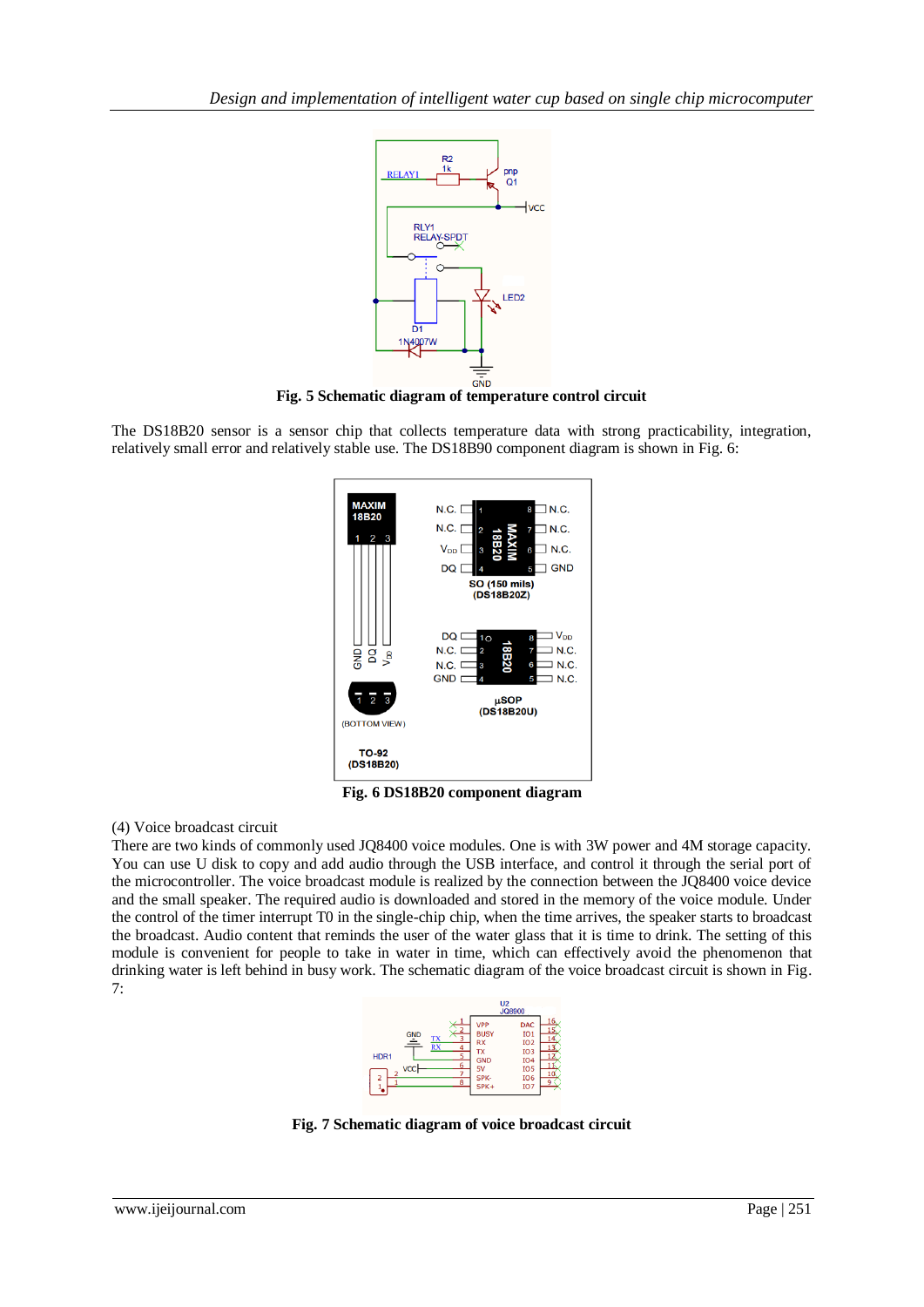**Fig. 5 Schematic diagram of temperature control circuit**

The DS18B20 sensor is a sensor chip that collects temperature data with strong practicability, integration, relatively small error and relatively stable use. The DS18B90 component diagram is shown in Fig. 6:

**Fig. 6 DS18B20 component diagram**

(4) Voice broadcast circuit

There are two kinds of commonly used JQ8400 voice modules. One is with 3W power and 4M storage capacity. You can use U disk to copy and add audio through the USB interface, and control it through the serial port of the microcontroller. The voice broadcast module is realized by the connection between the JQ8400 voice device and the small speaker. The required audio is downloaded and stored in the memory of the voice module. Under the control of the timer interrupt T0 in the single-chip chip, when the time arrives, the speaker starts to broadcast the broadcast. Audio content that reminds the user of the water glass that it is time to drink. The setting of this module is convenient for people to take in water in time, which can effectively avoid the phenomenon that drinking water is left behind in busy work. The schematic diagram of the voice broadcast circuit is shown in Fig. 7:

**Fig. 7 Schematic diagram of voice broadcast circuit**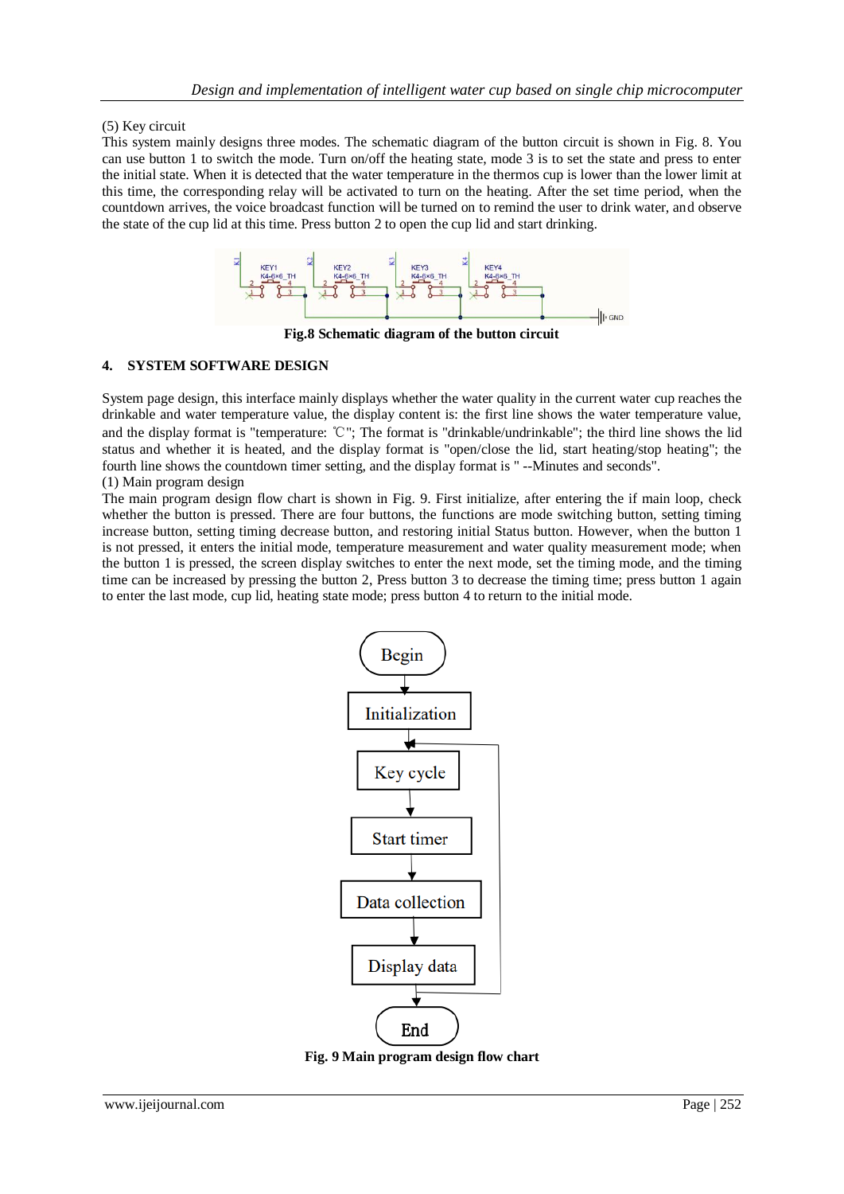(5) Key circuit

This system mainly designs three modes. The schematic diagram of the button circuit is shown in Fig. 8. You can use button 1 to switch the mode. Turn on/off the heating state, mode 3 is to set the state and press to enter the initial state. When it is detected that the water temperature in the thermos cup is lower than the lower limit at this time, the corresponding relay will be activated to turn on the heating. After the set time period, when the countdown arrives, the voice broadcast function will be turned on to remind the user to drink water, and observe the state of the cup lid at this time. Press button 2 to open the cup lid and start drinking.

**Fig.8 Schematic diagram of the button circuit**

## 4. SYSTEM SOFTWARE DESIGN

System page design, this interface mainly displays whether the water quality in the current water cup reaches the drinkable and water temperature value, the display content is: the first line shows the water temperature value, and the display format is "temperature: ℃"; The format is "drinkable/undrinkable"; the third line shows the lid status and whether it is heated, and the display format is "open/close the lid, start heating/stop heating"; the fourth line shows the countdown timer setting, and the display format is " --Minutes and seconds".

(1) Main program design

The main program design flow chart is shown in Fig. 9. First initialize, after entering the if main loop, check whether the button is pressed. There are four buttons, the functions are mode switching button, setting timing increase button, setting timing decrease button, and restoring initial Status button. However, when the button 1 is not pressed, it enters the initial mode, temperature measurement and water quality measurement mode; when the button 1 is pressed, the screen display switches to enter the next mode, set the timing mode, and the timing time can be increased by pressing the button 2, Press button 3 to decrease the timing time; press button 1 again to enter the last mode, cup lid, heating state mode; press button 4 to return to the initial mode.

**Fig. 9 Main program design flow chart**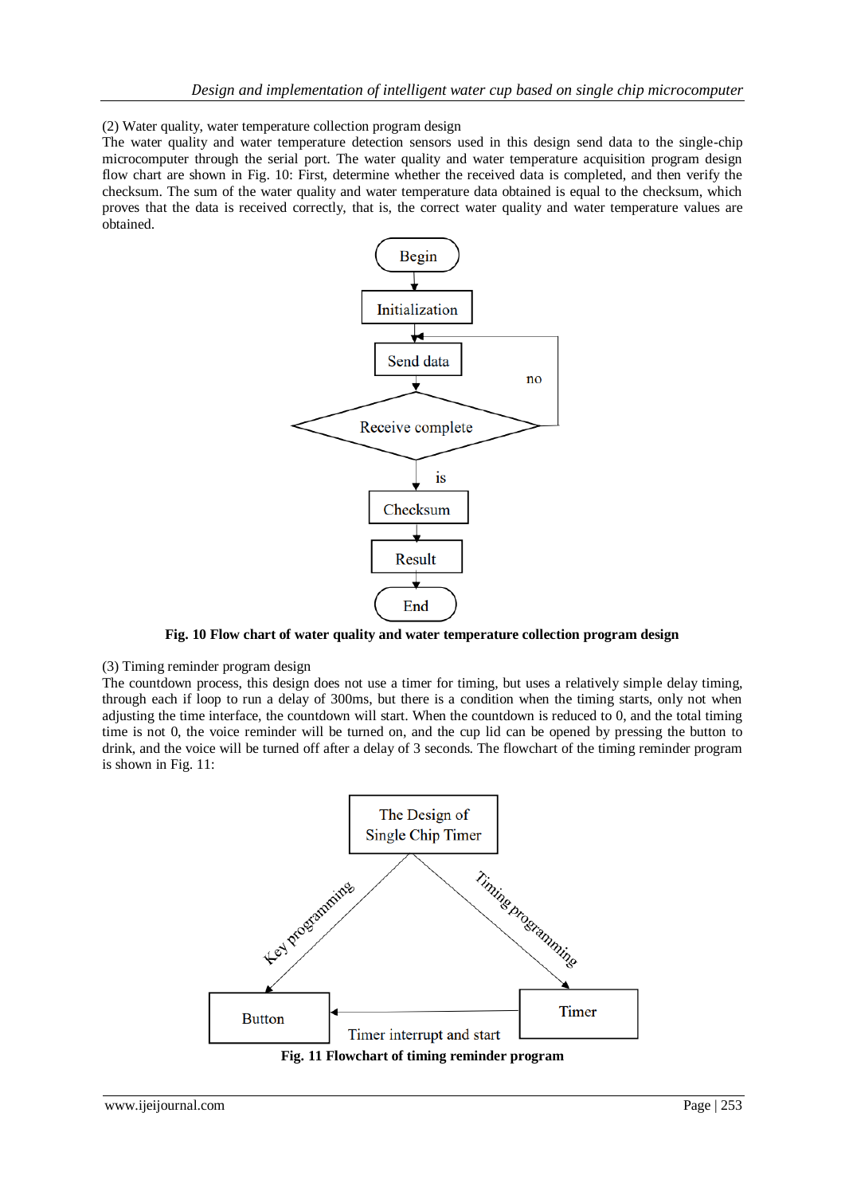(2) Water quality, water temperature collection program design

The water quality and water temperature detection sensors used in this design send data to the single-chip microcomputer through the serial port. The water quality and water temperature acquisition program design flow chart are shown in Fig. 10: First, determine whether the received data is completed, and then verify the checksum. The sum of the water quality and water temperature data obtained is equal to the checksum, which proves that the data is received correctly, that is, the correct water quality and water temperature values are obtained.

**Fig. 10 Flow chart of water quality and water temperature collection program design**

(3) Timing reminder program design

The countdown process, this design does not use a timer for timing, but uses a relatively simple delay timing, through each if loop to run a delay of 300ms, but there is a condition when the timing starts, only not when adjusting the time interface, the countdown will start. When the countdown is reduced to 0, and the total timing time is not 0, the voice reminder will be turned on, and the cup lid can be opened by pressing the button to drink, and the voice will be turned off after a delay of 3 seconds. The flowchart of the timing reminder program is shown in Fig. 11:

**Fig. 11 Flowchart of timing reminder program**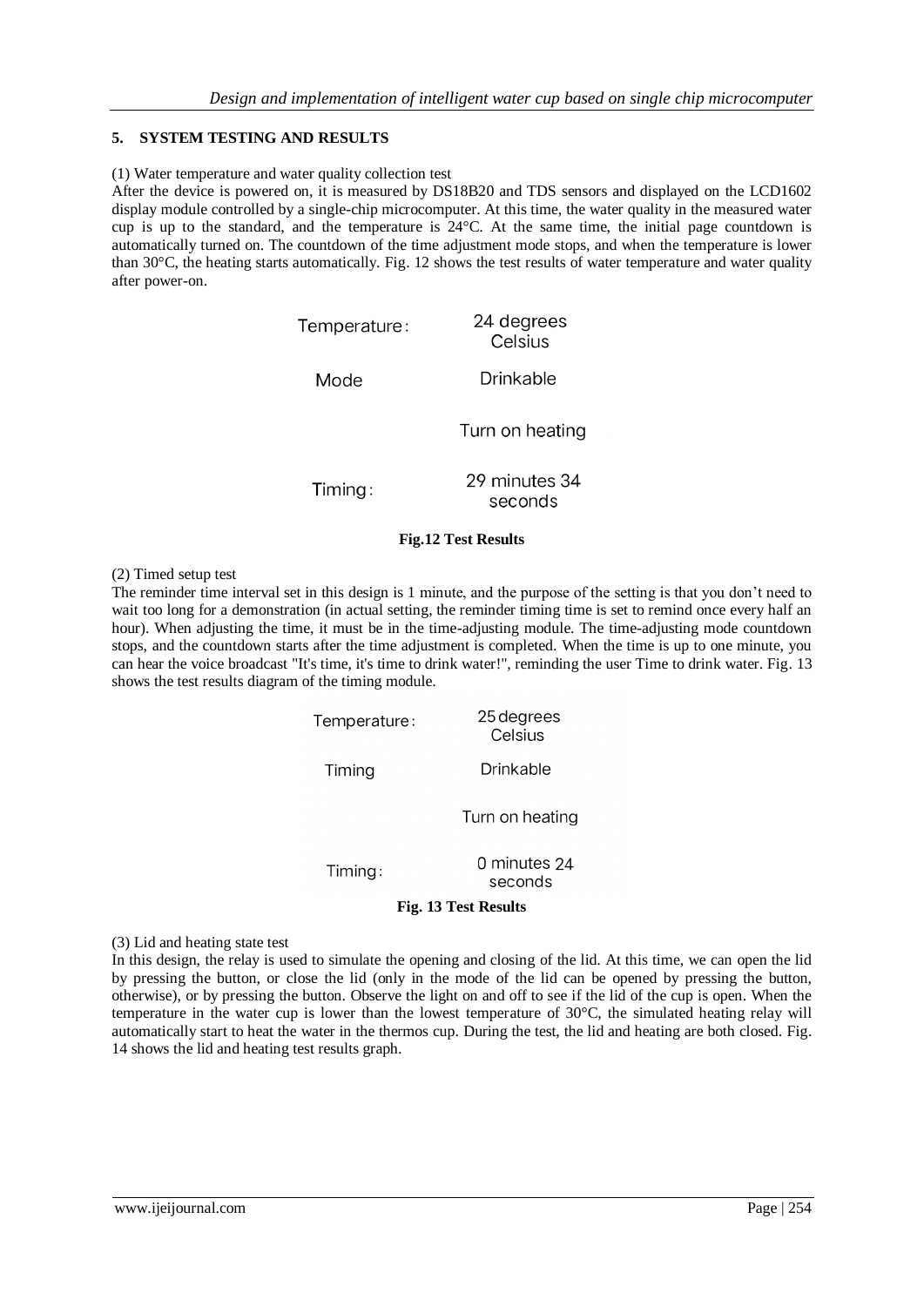## 5. SYSTEM TESTING AND RESULTS

(1) Water temperature and water quality collection test

After the device is powered on, it is measured by DS18B20 and TDS sensors and displayed on the LCD1602 display module controlled by a single-chip microcomputer. At this time, the water quality in the measured water cup is up to the standard, and the temperature is 24°C. At the same time, the initial page countdown is automatically turned on. The countdown of the time adjustment mode stops, and when the temperature is lower than 30°C, the heating starts automatically. Fig. 12 shows the test results of water temperature and water quality after power-on.

| | |
|---|---|
| Temperature: | 24 degrees Celsius |
| Mode | Drinkable |
| | Turn on heating |
| Timing: | 29 minutes 34 seconds |

**Fig.12 Test Results**

(2) Timed setup test

The reminder time interval set in this design is 1 minute, and the purpose of the setting is that you don't need to wait too long for a demonstration (in actual setting, the reminder timing time is set to remind once every half an hour). When adjusting the time, it must be in the time-adjusting module. The time-adjusting mode countdown stops, and the countdown starts after the time adjustment is completed. When the time is up to one minute, you can hear the voice broadcast "It's time, it's time to drink water!", reminding the user Time to drink water. Fig. 13 shows the test results diagram of the timing module.

| | |
|---|---|
| Temperature: | 25 degrees Celsius |
| Timing | Drinkable |
| | Turn on heating |
| Timing: | 0 minutes 24 seconds |

**Fig. 13 Test Results**

(3) Lid and heating state test

In this design, the relay is used to simulate the opening and closing of the lid. At this time, we can open the lid by pressing the button, or close the lid (only in the mode of the lid can be opened by pressing the button, otherwise), or by pressing the button. Observe the light on and off to see if the lid of the cup is open. When the temperature in the water cup is lower than the lowest temperature of 30°C, the simulated heating relay will automatically start to heat the water in the thermos cup. During the test, the lid and heating are both closed. Fig. 14 shows the lid and heating test results graph.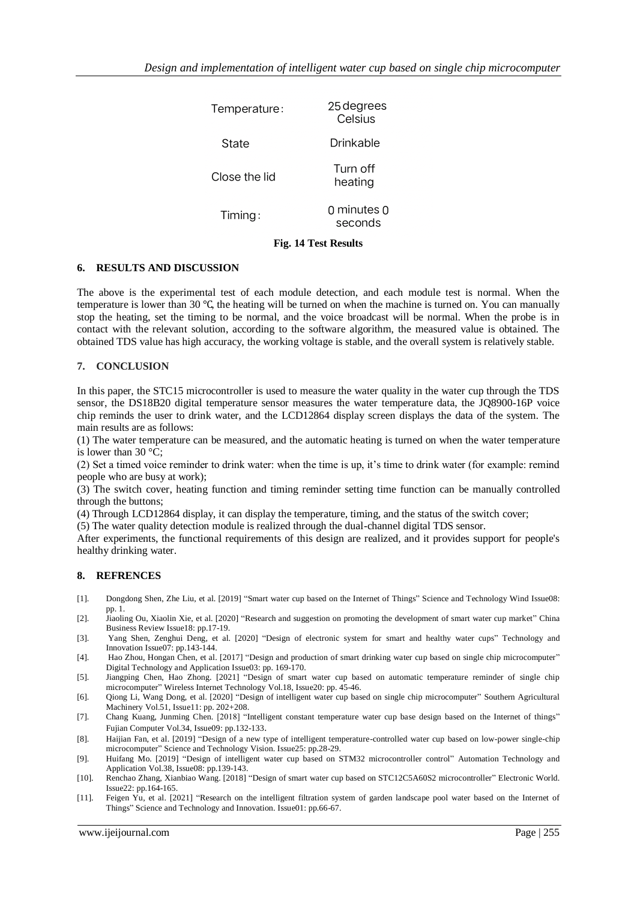| Temperature: | 25 degrees Celsius |
| --- | --- |
| State | Drinkable |
| Close the lid | Turn off heating |
| Timing: | 0 minutes 0 seconds |

**Fig. 14 Test Results**

## 6. RESULTS AND DISCUSSION

The above is the experimental test of each module detection, and each module test is normal. When the temperature is lower than 30 ℃, the heating will be turned on when the machine is turned on. You can manually stop the heating, set the timing to be normal, and the voice broadcast will be normal. When the probe is in contact with the relevant solution, according to the software algorithm, the measured value is obtained. The obtained TDS value has high accuracy, the working voltage is stable, and the overall system is relatively stable.

## 7. CONCLUSION

In this paper, the STC15 microcontroller is used to measure the water quality in the water cup through the TDS sensor, the DS18B20 digital temperature sensor measures the water temperature data, the JQ8900-16P voice chip reminds the user to drink water, and the LCD12864 display screen displays the data of the system. The main results are as follows:

(1) The water temperature can be measured, and the automatic heating is turned on when the water temperature is lower than 30 °C;

(2) Set a timed voice reminder to drink water: when the time is up, it's time to drink water (for example: remind people who are busy at work);

(3) The switch cover, heating function and timing reminder setting time function can be manually controlled through the buttons;

(4) Through LCD12864 display, it can display the temperature, timing, and the status of the switch cover;

(5) The water quality detection module is realized through the dual-channel digital TDS sensor.

After experiments, the functional requirements of this design are realized, and it provides support for people's healthy drinking water.

## 8. REFRENCES

[1]. Dongdong Shen, Zhe Liu, et al. [2019] "Smart water cup based on the Internet of Things" Science and Technology Wind Issue08: pp. 1.

[2]. Jiaoling Ou, Xiaolin Xie, et al. [2020] "Research and suggestion on promoting the development of smart water cup market" China Business Review Issue18: pp.17-19.

[3]. Yang Shen, Zenghui Deng, et al. [2020] "Design of electronic system for smart and healthy water cups" Technology and Innovation Issue07: pp.143-144.

[4]. Hao Zhou, Hongan Chen, et al. [2017] "Design and production of smart drinking water cup based on single chip microcomputer" Digital Technology and Application Issue03: pp. 169-170.

[5]. Jiangping Chen, Hao Zhong. [2021] "Design of smart water cup based on automatic temperature reminder of single chip microcomputer" Wireless Internet Technology Vol.18, Issue20: pp. 45-46.

[6]. Qiong Li, Wang Dong, et al. [2020] "Design of intelligent water cup based on single chip microcomputer" Southern Agricultural Machinery Vol.51, Issue11: pp. 202+208.

[7]. Chang Kuang, Junming Chen. [2018] "Intelligent constant temperature water cup base design based on the Internet of things" Fujian Computer Vol.34, Issue09: pp.132-133.

[8]. Haijian Fan, et al. [2019] "Design of a new type of intelligent temperature-controlled water cup based on low-power single-chip microcomputer" Science and Technology Vision. Issue25: pp.28-29.

[9]. Huifang Mo. [2019] "Design of intelligent water cup based on STM32 microcontroller control" Automation Technology and Application Vol.38, Issue08: pp.139-143.

[10]. Renchao Zhang, Xianbiao Wang. [2018] "Design of smart water cup based on STC12C5A60S2 microcontroller" Electronic World. Issue22: pp.164-165.

[11]. Feigen Yu, et al. [2021] "Research on the intelligent filtration system of garden landscape pool water based on the Internet of Things" Science and Technology and Innovation. Issue01: pp.66-67.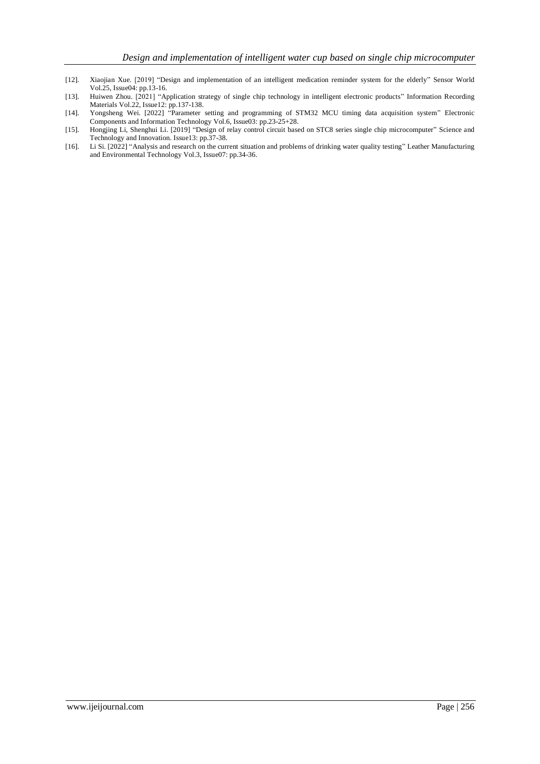[12]. Xiaojian Xue. [2019] "Design and implementation of an intelligent medication reminder system for the elderly" Sensor World Vol.25, Issue04: pp.13-16.

[13]. Huiwen Zhou. [2021] "Application strategy of single chip technology in intelligent electronic products" Information Recording Materials Vol.22, Issue12: pp.137-138.

[14]. Yongsheng Wei. [2022] "Parameter setting and programming of STM32 MCU timing data acquisition system" Electronic Components and Information Technology Vol.6, Issue03: pp.23-25+28.

[15]. Hongjing Li, Shenghui Li. [2019] "Design of relay control circuit based on STC8 series single chip microcomputer" Science and Technology and Innovation. Issue13: pp.37-38.

[16]. Li Si. [2022] "Analysis and research on the current situation and problems of drinking water quality testing" Leather Manufacturing and Environmental Technology Vol.3, Issue07: pp.34-36.